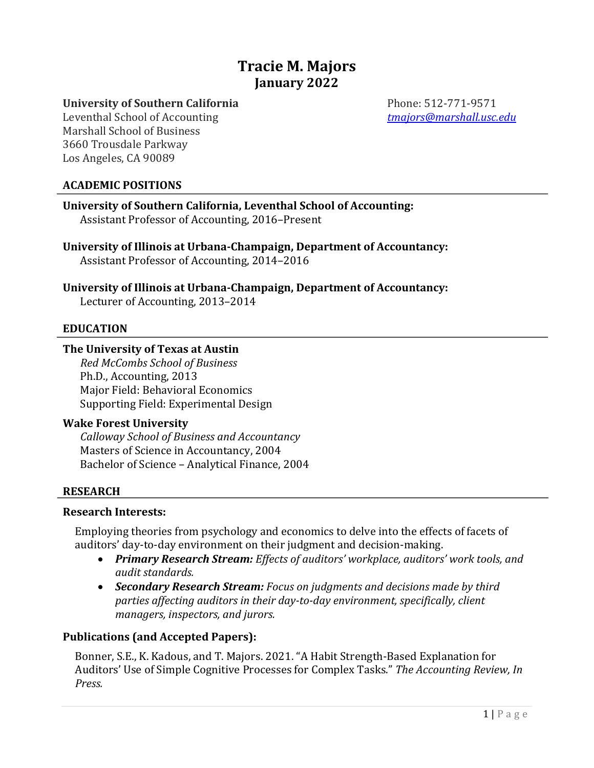# Tracie M. Majors
## January 2022

**University of Southern California**
Leventhal School of Accounting
Marshall School of Business
3660 Trousdale Parkway
Los Angeles, CA 90089

Phone: 512-771-9571
*tmajors@marshall.usc.edu*

## ACADEMIC POSITIONS

**University of Southern California, Leventhal School of Accounting:**
Assistant Professor of Accounting, 2016–Present

**University of Illinois at Urbana-Champaign, Department of Accountancy:**
Assistant Professor of Accounting, 2014–2016

**University of Illinois at Urbana-Champaign, Department of Accountancy:**
Lecturer of Accounting, 2013–2014

## EDUCATION

**The University of Texas at Austin**
*Red McCombs School of Business*
Ph.D., Accounting, 2013
Major Field: Behavioral Economics
Supporting Field: Experimental Design

**Wake Forest University**
*Calloway School of Business and Accountancy*
Masters of Science in Accountancy, 2004
Bachelor of Science – Analytical Finance, 2004

## RESEARCH

### Research Interests:

Employing theories from psychology and economics to delve into the effects of facets of auditors' day-to-day environment on their judgment and decision-making.

- ***Primary Research Stream:*** *Effects of auditors' workplace, auditors' work tools, and audit standards.*
- ***Secondary Research Stream:*** *Focus on judgments and decisions made by third parties affecting auditors in their day-to-day environment, specifically, client managers, inspectors, and jurors.*

### Publications (and Accepted Papers):

Bonner, S.E., K. Kadous, and T. Majors. 2021. "A Habit Strength-Based Explanation for Auditors' Use of Simple Cognitive Processes for Complex Tasks." *The Accounting Review, In Press.*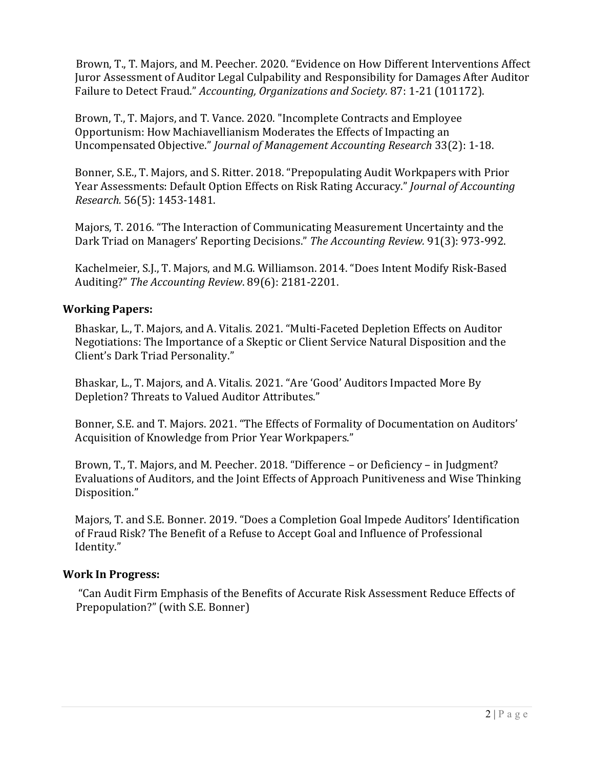Brown, T., T. Majors, and M. Peecher. 2020. "Evidence on How Different Interventions Affect Juror Assessment of Auditor Legal Culpability and Responsibility for Damages After Auditor Failure to Detect Fraud." *Accounting, Organizations and Society.* 87: 1-21 (101172).

Brown, T., T. Majors, and T. Vance. 2020. "Incomplete Contracts and Employee Opportunism: How Machiavellianism Moderates the Effects of Impacting an Uncompensated Objective." *Journal of Management Accounting Research* 33(2): 1-18.

Bonner, S.E., T. Majors, and S. Ritter. 2018. "Prepopulating Audit Workpapers with Prior Year Assessments: Default Option Effects on Risk Rating Accuracy." *Journal of Accounting Research.* 56(5): 1453-1481.

Majors, T. 2016. "The Interaction of Communicating Measurement Uncertainty and the Dark Triad on Managers' Reporting Decisions." *The Accounting Review.* 91(3): 973-992.

Kachelmeier, S.J., T. Majors, and M.G. Williamson. 2014. "Does Intent Modify Risk-Based Auditing?" *The Accounting Review*. 89(6): 2181-2201.

### Working Papers:

Bhaskar, L., T. Majors, and A. Vitalis. 2021. "Multi-Faceted Depletion Effects on Auditor Negotiations: The Importance of a Skeptic or Client Service Natural Disposition and the Client's Dark Triad Personality."

Bhaskar, L., T. Majors, and A. Vitalis. 2021. "Are 'Good' Auditors Impacted More By Depletion? Threats to Valued Auditor Attributes."

Bonner, S.E. and T. Majors. 2021. "The Effects of Formality of Documentation on Auditors' Acquisition of Knowledge from Prior Year Workpapers."

Brown, T., T. Majors, and M. Peecher. 2018. "Difference – or Deficiency – in Judgment? Evaluations of Auditors, and the Joint Effects of Approach Punitiveness and Wise Thinking Disposition."

Majors, T. and S.E. Bonner. 2019. "Does a Completion Goal Impede Auditors' Identification of Fraud Risk? The Benefit of a Refuse to Accept Goal and Influence of Professional Identity."

### Work In Progress:

"Can Audit Firm Emphasis of the Benefits of Accurate Risk Assessment Reduce Effects of Prepopulation?" (with S.E. Bonner)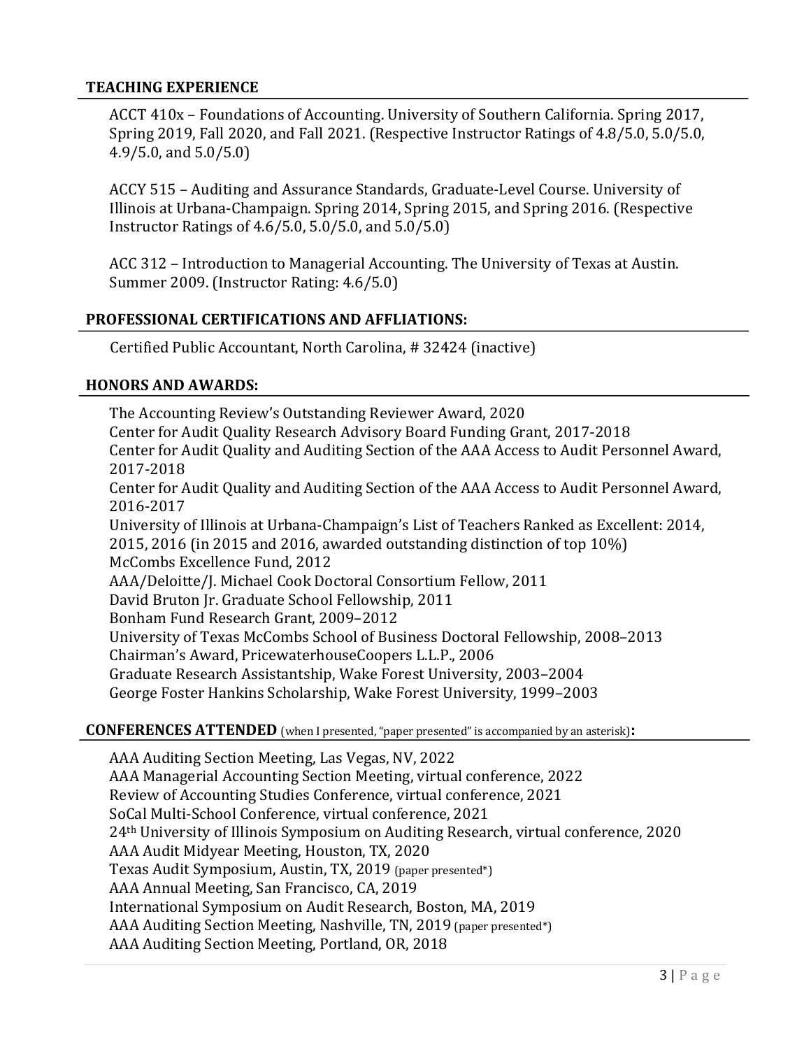## TEACHING EXPERIENCE

ACCT 410x – Foundations of Accounting. University of Southern California. Spring 2017, Spring 2019, Fall 2020, and Fall 2021. (Respective Instructor Ratings of 4.8/5.0, 5.0/5.0, 4.9/5.0, and 5.0/5.0)

ACCY 515 – Auditing and Assurance Standards, Graduate-Level Course. University of Illinois at Urbana-Champaign. Spring 2014, Spring 2015, and Spring 2016. (Respective Instructor Ratings of 4.6/5.0, 5.0/5.0, and 5.0/5.0)

ACC 312 – Introduction to Managerial Accounting. The University of Texas at Austin. Summer 2009. (Instructor Rating: 4.6/5.0)

## PROFESSIONAL CERTIFICATIONS AND AFFLIATIONS:

Certified Public Accountant, North Carolina, # 32424 (inactive)

## HONORS AND AWARDS:

The Accounting Review's Outstanding Reviewer Award, 2020
Center for Audit Quality Research Advisory Board Funding Grant, 2017-2018
Center for Audit Quality and Auditing Section of the AAA Access to Audit Personnel Award, 2017-2018
Center for Audit Quality and Auditing Section of the AAA Access to Audit Personnel Award, 2016-2017
University of Illinois at Urbana-Champaign's List of Teachers Ranked as Excellent: 2014, 2015, 2016 (in 2015 and 2016, awarded outstanding distinction of top 10%)
McCombs Excellence Fund, 2012
AAA/Deloitte/J. Michael Cook Doctoral Consortium Fellow, 2011
David Bruton Jr. Graduate School Fellowship, 2011
Bonham Fund Research Grant, 2009–2012
University of Texas McCombs School of Business Doctoral Fellowship, 2008–2013
Chairman's Award, PricewaterhouseCoopers L.L.P., 2006
Graduate Research Assistantship, Wake Forest University, 2003–2004
George Foster Hankins Scholarship, Wake Forest University, 1999–2003

## CONFERENCES ATTENDED (when I presented, "paper presented" is accompanied by an asterisk):

AAA Auditing Section Meeting, Las Vegas, NV, 2022
AAA Managerial Accounting Section Meeting, virtual conference, 2022
Review of Accounting Studies Conference, virtual conference, 2021
SoCal Multi-School Conference, virtual conference, 2021
24th University of Illinois Symposium on Auditing Research, virtual conference, 2020
AAA Audit Midyear Meeting, Houston, TX, 2020
Texas Audit Symposium, Austin, TX, 2019 (paper presented*)
AAA Annual Meeting, San Francisco, CA, 2019
International Symposium on Audit Research, Boston, MA, 2019
AAA Auditing Section Meeting, Nashville, TN, 2019 (paper presented*)
AAA Auditing Section Meeting, Portland, OR, 2018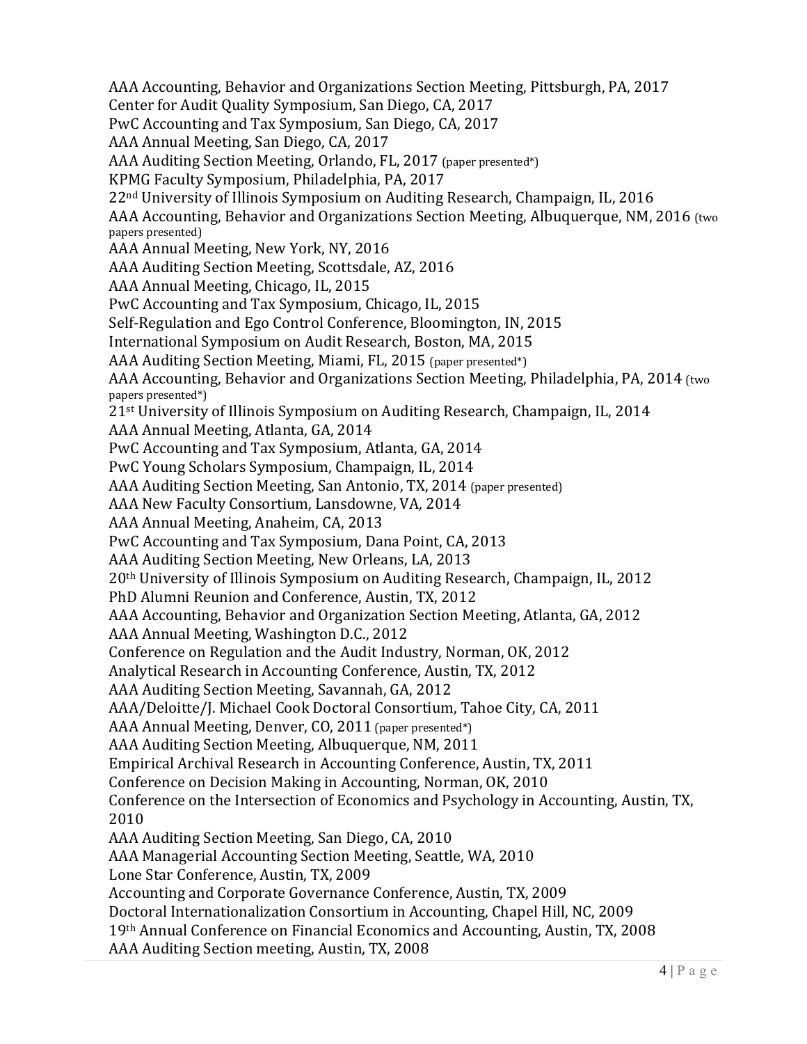AAA Accounting, Behavior and Organizations Section Meeting, Pittsburgh, PA, 2017
Center for Audit Quality Symposium, San Diego, CA, 2017
PwC Accounting and Tax Symposium, San Diego, CA, 2017
AAA Annual Meeting, San Diego, CA, 2017
AAA Auditing Section Meeting, Orlando, FL, 2017 (paper presented*)
KPMG Faculty Symposium, Philadelphia, PA, 2017
22nd University of Illinois Symposium on Auditing Research, Champaign, IL, 2016
AAA Accounting, Behavior and Organizations Section Meeting, Albuquerque, NM, 2016 (two papers presented)
AAA Annual Meeting, New York, NY, 2016
AAA Auditing Section Meeting, Scottsdale, AZ, 2016
AAA Annual Meeting, Chicago, IL, 2015
PwC Accounting and Tax Symposium, Chicago, IL, 2015
Self-Regulation and Ego Control Conference, Bloomington, IN, 2015
International Symposium on Audit Research, Boston, MA, 2015
AAA Auditing Section Meeting, Miami, FL, 2015 (paper presented*)
AAA Accounting, Behavior and Organizations Section Meeting, Philadelphia, PA, 2014 (two papers presented*)
21st University of Illinois Symposium on Auditing Research, Champaign, IL, 2014
AAA Annual Meeting, Atlanta, GA, 2014
PwC Accounting and Tax Symposium, Atlanta, GA, 2014
PwC Young Scholars Symposium, Champaign, IL, 2014
AAA Auditing Section Meeting, San Antonio, TX, 2014 (paper presented)
AAA New Faculty Consortium, Lansdowne, VA, 2014
AAA Annual Meeting, Anaheim, CA, 2013
PwC Accounting and Tax Symposium, Dana Point, CA, 2013
AAA Auditing Section Meeting, New Orleans, LA, 2013
20th University of Illinois Symposium on Auditing Research, Champaign, IL, 2012
PhD Alumni Reunion and Conference, Austin, TX, 2012
AAA Accounting, Behavior and Organization Section Meeting, Atlanta, GA, 2012
AAA Annual Meeting, Washington D.C., 2012
Conference on Regulation and the Audit Industry, Norman, OK, 2012
Analytical Research in Accounting Conference, Austin, TX, 2012
AAA Auditing Section Meeting, Savannah, GA, 2012
AAA/Deloitte/J. Michael Cook Doctoral Consortium, Tahoe City, CA, 2011
AAA Annual Meeting, Denver, CO, 2011 (paper presented*)
AAA Auditing Section Meeting, Albuquerque, NM, 2011
Empirical Archival Research in Accounting Conference, Austin, TX, 2011
Conference on Decision Making in Accounting, Norman, OK, 2010
Conference on the Intersection of Economics and Psychology in Accounting, Austin, TX, 2010
AAA Auditing Section Meeting, San Diego, CA, 2010
AAA Managerial Accounting Section Meeting, Seattle, WA, 2010
Lone Star Conference, Austin, TX, 2009
Accounting and Corporate Governance Conference, Austin, TX, 2009
Doctoral Internationalization Consortium in Accounting, Chapel Hill, NC, 2009
19th Annual Conference on Financial Economics and Accounting, Austin, TX, 2008
AAA Auditing Section meeting, Austin, TX, 2008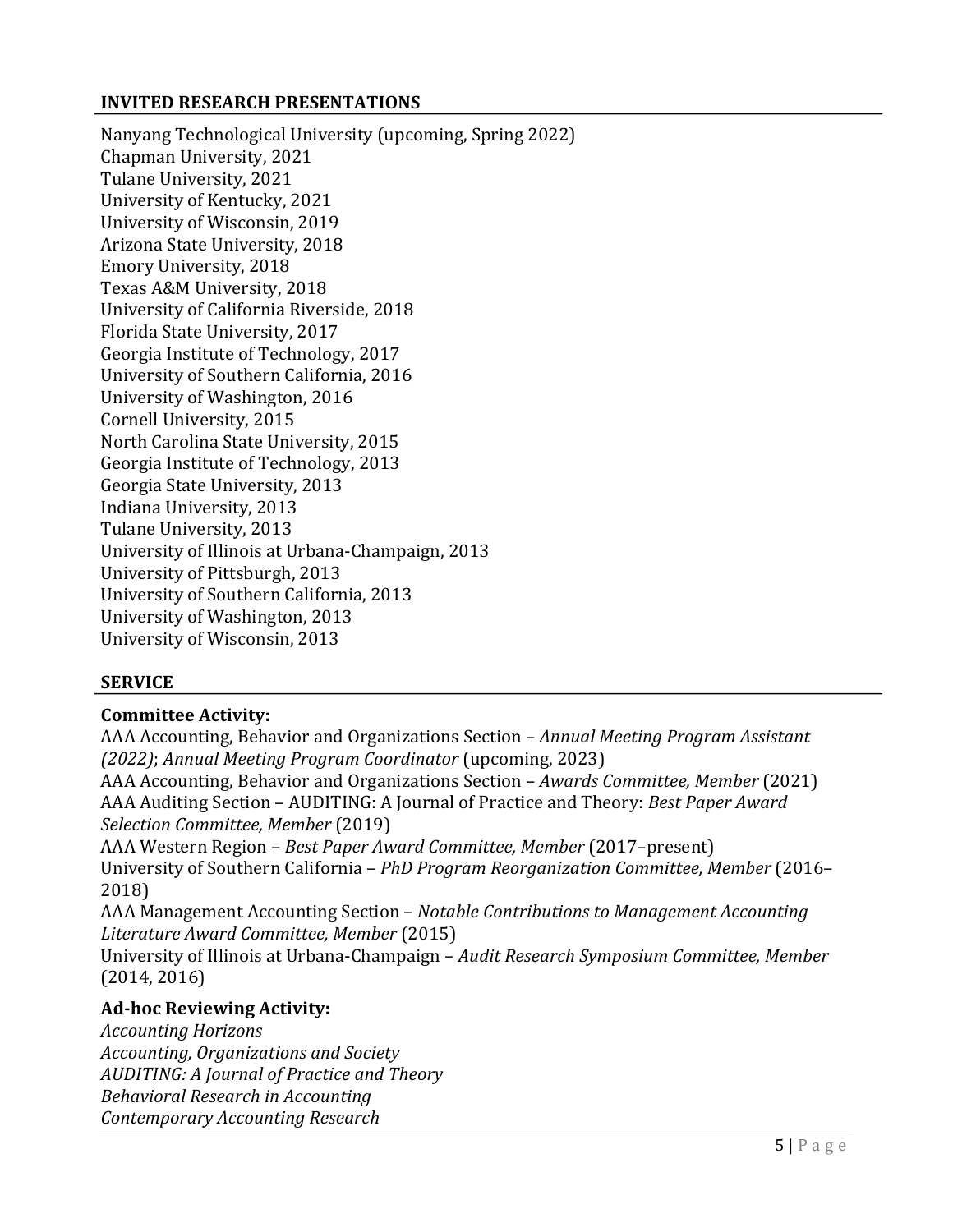## INVITED RESEARCH PRESENTATIONS

Nanyang Technological University (upcoming, Spring 2022)
Chapman University, 2021
Tulane University, 2021
University of Kentucky, 2021
University of Wisconsin, 2019
Arizona State University, 2018
Emory University, 2018
Texas A&M University, 2018
University of California Riverside, 2018
Florida State University, 2017
Georgia Institute of Technology, 2017
University of Southern California, 2016
University of Washington, 2016
Cornell University, 2015
North Carolina State University, 2015
Georgia Institute of Technology, 2013
Georgia State University, 2013
Indiana University, 2013
Tulane University, 2013
University of Illinois at Urbana-Champaign, 2013
University of Pittsburgh, 2013
University of Southern California, 2013
University of Washington, 2013
University of Wisconsin, 2013

## SERVICE

### Committee Activity:

AAA Accounting, Behavior and Organizations Section – *Annual Meeting Program Assistant (2022)*; *Annual Meeting Program Coordinator* (upcoming, 2023)
AAA Accounting, Behavior and Organizations Section – *Awards Committee, Member* (2021)
AAA Auditing Section – AUDITING: A Journal of Practice and Theory: *Best Paper Award Selection Committee, Member* (2019)
AAA Western Region – *Best Paper Award Committee, Member* (2017–present)
University of Southern California – *PhD Program Reorganization Committee, Member* (2016–2018)
AAA Management Accounting Section – *Notable Contributions to Management Accounting Literature Award Committee, Member* (2015)
University of Illinois at Urbana-Champaign – *Audit Research Symposium Committee, Member* (2014, 2016)

### Ad-hoc Reviewing Activity:

*Accounting Horizons*
*Accounting, Organizations and Society*
*AUDITING: A Journal of Practice and Theory*
*Behavioral Research in Accounting*
*Contemporary Accounting Research*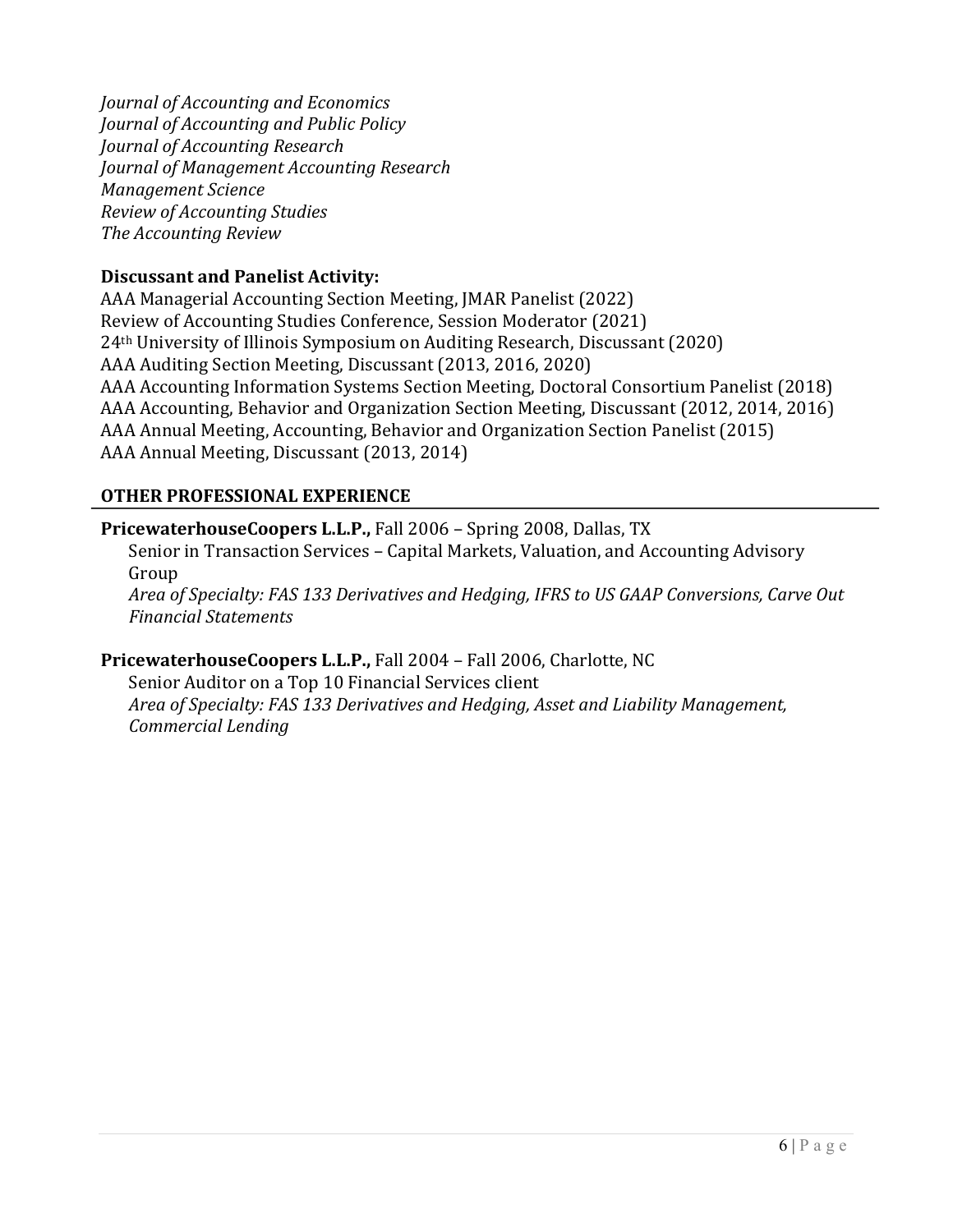*Journal of Accounting and Economics*
*Journal of Accounting and Public Policy*
*Journal of Accounting Research*
*Journal of Management Accounting Research*
*Management Science*
*Review of Accounting Studies*
*The Accounting Review*

**Discussant and Panelist Activity:**

AAA Managerial Accounting Section Meeting, JMAR Panelist (2022)
Review of Accounting Studies Conference, Session Moderator (2021)
24th University of Illinois Symposium on Auditing Research, Discussant (2020)
AAA Auditing Section Meeting, Discussant (2013, 2016, 2020)
AAA Accounting Information Systems Section Meeting, Doctoral Consortium Panelist (2018)
AAA Accounting, Behavior and Organization Section Meeting, Discussant (2012, 2014, 2016)
AAA Annual Meeting, Accounting, Behavior and Organization Section Panelist (2015)
AAA Annual Meeting, Discussant (2013, 2014)

## OTHER PROFESSIONAL EXPERIENCE

**PricewaterhouseCoopers L.L.P.,** Fall 2006 – Spring 2008, Dallas, TX
Senior in Transaction Services – Capital Markets, Valuation, and Accounting Advisory Group
*Area of Specialty: FAS 133 Derivatives and Hedging, IFRS to US GAAP Conversions, Carve Out Financial Statements*

**PricewaterhouseCoopers L.L.P.,** Fall 2004 – Fall 2006, Charlotte, NC
Senior Auditor on a Top 10 Financial Services client
*Area of Specialty: FAS 133 Derivatives and Hedging, Asset and Liability Management, Commercial Lending*